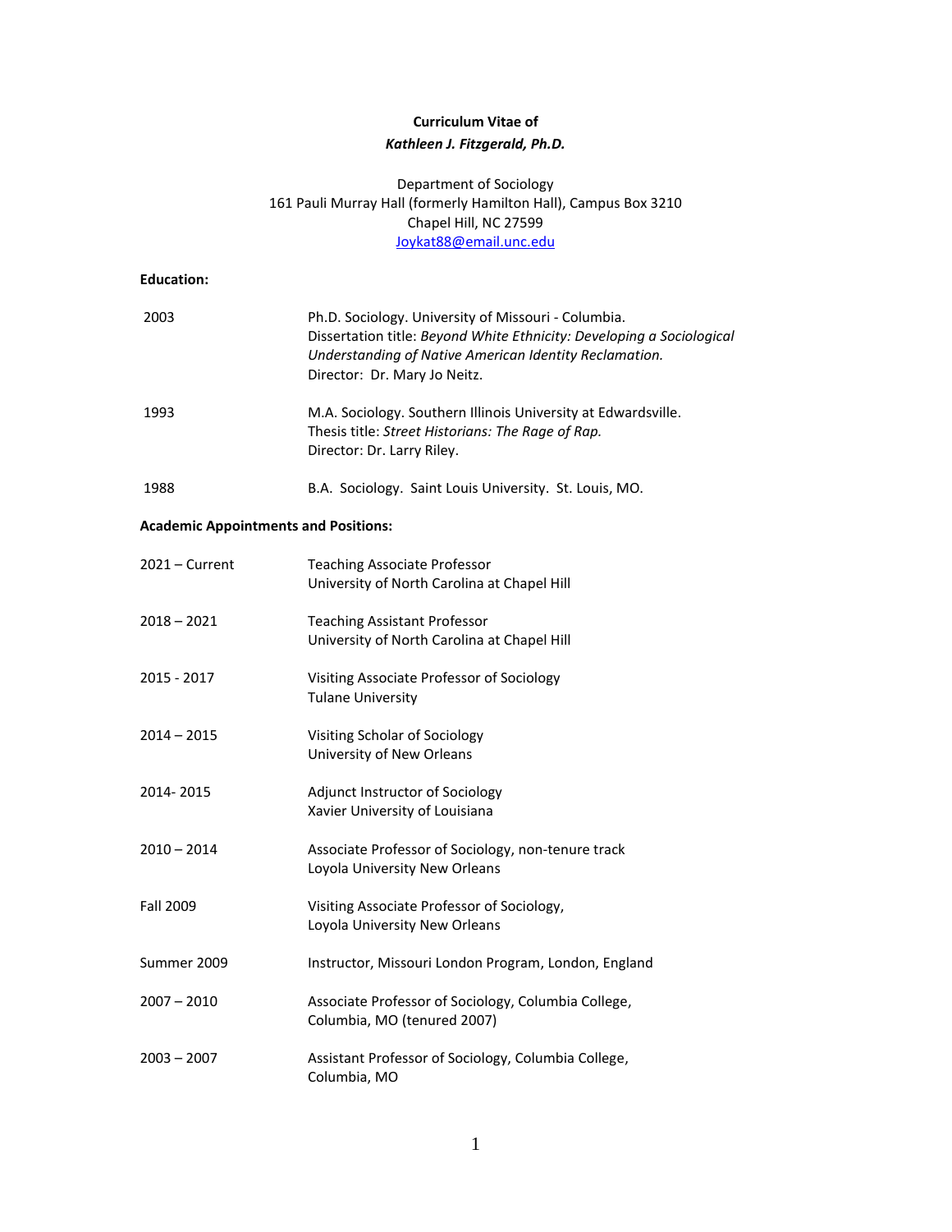**Curriculum Vitae of**

***Kathleen J. Fitzgerald, Ph.D.***

Department of Sociology
161 Pauli Murray Hall (formerly Hamilton Hall), Campus Box 3210
Chapel Hill, NC 27599
Joykat88@email.unc.edu

**Education:**

| | |
|---|---|
| 2003 | Ph.D. Sociology. University of Missouri - Columbia. Dissertation title: *Beyond White Ethnicity: Developing a Sociological Understanding of Native American Identity Reclamation.* Director: Dr. Mary Jo Neitz. |
| 1993 | M.A. Sociology. Southern Illinois University at Edwardsville. Thesis title: *Street Historians: The Rage of Rap.* Director: Dr. Larry Riley. |
| 1988 | B.A. Sociology. Saint Louis University. St. Louis, MO. |

**Academic Appointments and Positions:**

| | |
|---|---|
| 2021 – Current | Teaching Associate Professor, University of North Carolina at Chapel Hill |
| 2018 – 2021 | Teaching Assistant Professor, University of North Carolina at Chapel Hill |
| 2015 - 2017 | Visiting Associate Professor of Sociology, Tulane University |
| 2014 – 2015 | Visiting Scholar of Sociology, University of New Orleans |
| 2014- 2015 | Adjunct Instructor of Sociology, Xavier University of Louisiana |
| 2010 – 2014 | Associate Professor of Sociology, non-tenure track, Loyola University New Orleans |
| Fall 2009 | Visiting Associate Professor of Sociology, Loyola University New Orleans |
| Summer 2009 | Instructor, Missouri London Program, London, England |
| 2007 – 2010 | Associate Professor of Sociology, Columbia College, Columbia, MO (tenured 2007) |
| 2003 – 2007 | Assistant Professor of Sociology, Columbia College, Columbia, MO |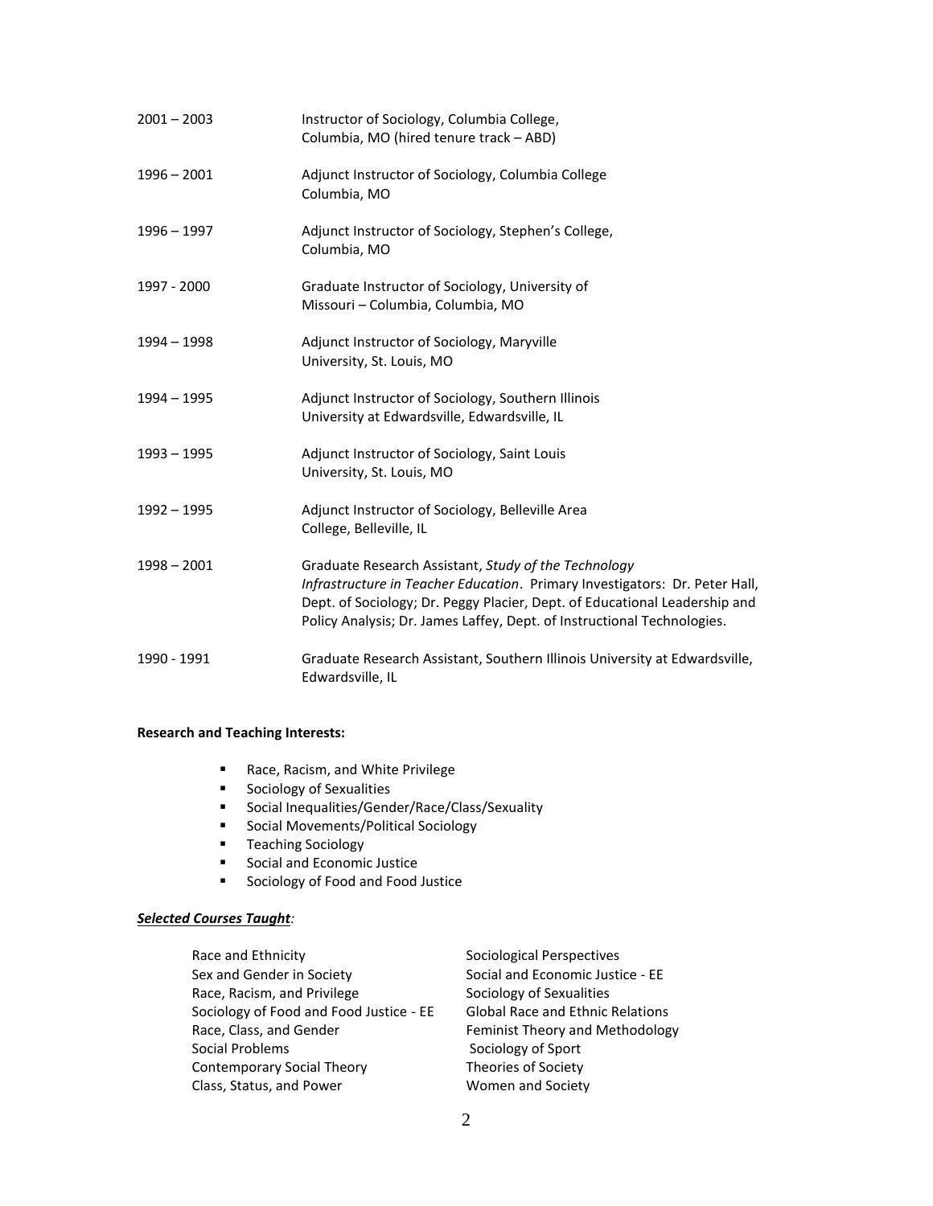| | |
|---|---|
| 2001 – 2003 | Instructor of Sociology, Columbia College, Columbia, MO (hired tenure track – ABD) |
| 1996 – 2001 | Adjunct Instructor of Sociology, Columbia College Columbia, MO |
| 1996 – 1997 | Adjunct Instructor of Sociology, Stephen's College, Columbia, MO |
| 1997 - 2000 | Graduate Instructor of Sociology, University of Missouri – Columbia, Columbia, MO |
| 1994 – 1998 | Adjunct Instructor of Sociology, Maryville University, St. Louis, MO |
| 1994 – 1995 | Adjunct Instructor of Sociology, Southern Illinois University at Edwardsville, Edwardsville, IL |
| 1993 – 1995 | Adjunct Instructor of Sociology, Saint Louis University, St. Louis, MO |
| 1992 – 1995 | Adjunct Instructor of Sociology, Belleville Area College, Belleville, IL |
| 1998 – 2001 | Graduate Research Assistant, *Study of the Technology Infrastructure in Teacher Education*. Primary Investigators: Dr. Peter Hall, Dept. of Sociology; Dr. Peggy Placier, Dept. of Educational Leadership and Policy Analysis; Dr. James Laffey, Dept. of Instructional Technologies. |
| 1990 - 1991 | Graduate Research Assistant, Southern Illinois University at Edwardsville, Edwardsville, IL |

**Research and Teaching Interests:**

- Race, Racism, and White Privilege
- Sociology of Sexualities
- Social Inequalities/Gender/Race/Class/Sexuality
- Social Movements/Political Sociology
- Teaching Sociology
- Social and Economic Justice
- Sociology of Food and Food Justice

***Selected Courses Taught:***

| | |
|---|---|
| Race and Ethnicity | Sociological Perspectives |
| Sex and Gender in Society | Social and Economic Justice - EE |
| Race, Racism, and Privilege | Sociology of Sexualities |
| Sociology of Food and Food Justice - EE | Global Race and Ethnic Relations |
| Race, Class, and Gender | Feminist Theory and Methodology |
| Social Problems | Sociology of Sport |
| Contemporary Social Theory | Theories of Society |
| Class, Status, and Power | Women and Society |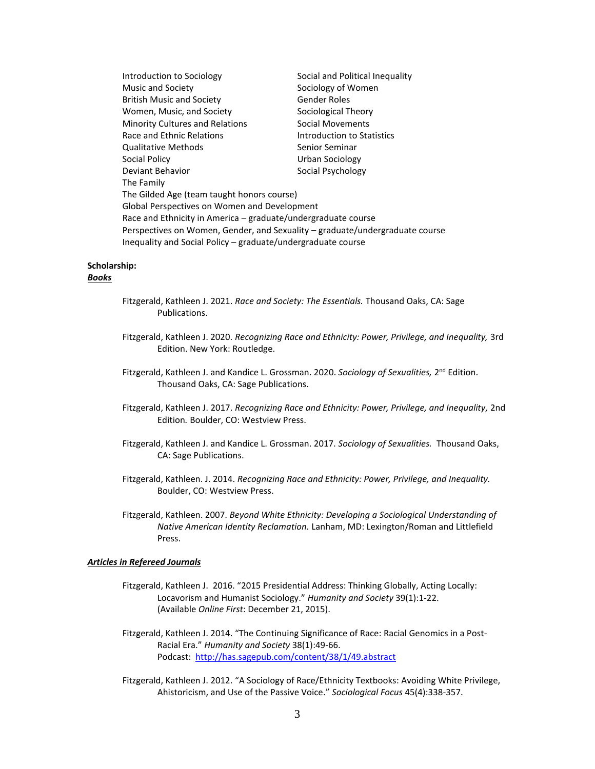- Introduction to Sociology
- Music and Society
- British Music and Society
- Women, Music, and Society
- Minority Cultures and Relations
- Race and Ethnic Relations
- Qualitative Methods
- Social Policy
- Deviant Behavior
- The Family
- Social and Political Inequality
- Sociology of Women
- Gender Roles
- Sociological Theory
- Social Movements
- Introduction to Statistics
- Senior Seminar
- Urban Sociology
- Social Psychology
- The Gilded Age (team taught honors course)
- Global Perspectives on Women and Development
- Race and Ethnicity in America – graduate/undergraduate course
- Perspectives on Women, Gender, and Sexuality – graduate/undergraduate course
- Inequality and Social Policy – graduate/undergraduate course

**Scholarship:**

***Books***

Fitzgerald, Kathleen J. 2021. *Race and Society: The Essentials.* Thousand Oaks, CA: Sage Publications.

Fitzgerald, Kathleen J. 2020. *Recognizing Race and Ethnicity: Power, Privilege, and Inequality,* 3rd Edition. New York: Routledge.

Fitzgerald, Kathleen J. and Kandice L. Grossman. 2020. *Sociology of Sexualities,* 2nd Edition. Thousand Oaks, CA: Sage Publications.

Fitzgerald, Kathleen J. 2017. *Recognizing Race and Ethnicity: Power, Privilege, and Inequality,* 2nd Edition*.* Boulder, CO: Westview Press.

Fitzgerald, Kathleen J. and Kandice L. Grossman. 2017. *Sociology of Sexualities.* Thousand Oaks, CA: Sage Publications.

Fitzgerald, Kathleen. J. 2014. *Recognizing Race and Ethnicity: Power, Privilege, and Inequality.* Boulder, CO: Westview Press.

Fitzgerald, Kathleen. 2007. *Beyond White Ethnicity: Developing a Sociological Understanding of Native American Identity Reclamation.* Lanham, MD: Lexington/Roman and Littlefield Press.

***Articles in Refereed Journals***

Fitzgerald, Kathleen J. 2016. "2015 Presidential Address: Thinking Globally, Acting Locally: Locavorism and Humanist Sociology." *Humanity and Society* 39(1):1-22. (Available *Online First*: December 21, 2015).

Fitzgerald, Kathleen J. 2014. "The Continuing Significance of Race: Racial Genomics in a Post-Racial Era." *Humanity and Society* 38(1):49-66. Podcast: http://has.sagepub.com/content/38/1/49.abstract

Fitzgerald, Kathleen J. 2012. "A Sociology of Race/Ethnicity Textbooks: Avoiding White Privilege, Ahistoricism, and Use of the Passive Voice." *Sociological Focus* 45(4):338-357.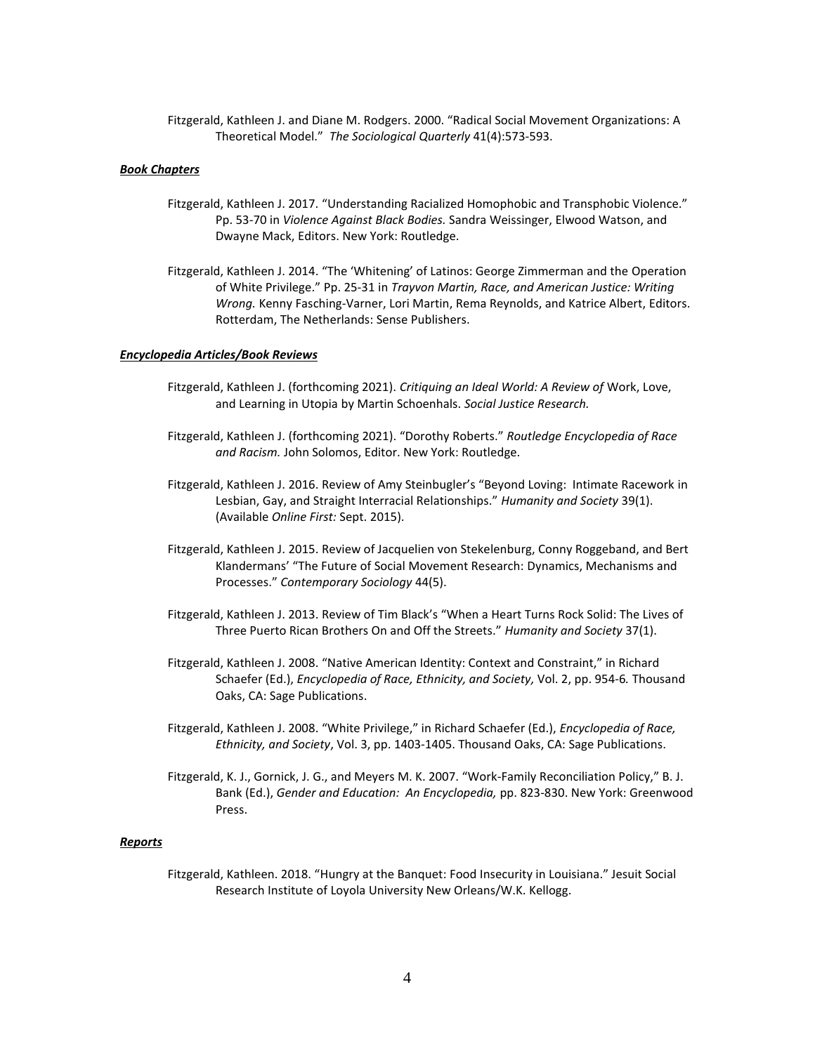Fitzgerald, Kathleen J. and Diane M. Rodgers. 2000. "Radical Social Movement Organizations: A Theoretical Model." *The Sociological Quarterly* 41(4):573-593.

***Book Chapters***

Fitzgerald, Kathleen J. 2017. "Understanding Racialized Homophobic and Transphobic Violence." Pp. 53-70 in *Violence Against Black Bodies.* Sandra Weissinger, Elwood Watson, and Dwayne Mack, Editors. New York: Routledge.

Fitzgerald, Kathleen J. 2014. "The 'Whitening' of Latinos: George Zimmerman and the Operation of White Privilege." Pp. 25-31 in *Trayvon Martin, Race, and American Justice: Writing Wrong.* Kenny Fasching-Varner, Lori Martin, Rema Reynolds, and Katrice Albert, Editors. Rotterdam, The Netherlands: Sense Publishers.

***Encyclopedia Articles/Book Reviews***

Fitzgerald, Kathleen J. (forthcoming 2021). *Critiquing an Ideal World: A Review of* Work, Love, and Learning in Utopia by Martin Schoenhals. *Social Justice Research.*

Fitzgerald, Kathleen J. (forthcoming 2021). "Dorothy Roberts." *Routledge Encyclopedia of Race and Racism.* John Solomos, Editor. New York: Routledge.

Fitzgerald, Kathleen J. 2016. Review of Amy Steinbugler's "Beyond Loving: Intimate Racework in Lesbian, Gay, and Straight Interracial Relationships." *Humanity and Society* 39(1). (Available *Online First:* Sept. 2015).

Fitzgerald, Kathleen J. 2015. Review of Jacquelien von Stekelenburg, Conny Roggeband, and Bert Klandermans' "The Future of Social Movement Research: Dynamics, Mechanisms and Processes." *Contemporary Sociology* 44(5).

Fitzgerald, Kathleen J. 2013. Review of Tim Black's "When a Heart Turns Rock Solid: The Lives of Three Puerto Rican Brothers On and Off the Streets." *Humanity and Society* 37(1).

Fitzgerald, Kathleen J. 2008. "Native American Identity: Context and Constraint," in Richard Schaefer (Ed.), *Encyclopedia of Race, Ethnicity, and Society,* Vol. 2, pp. 954-6*.* Thousand Oaks, CA: Sage Publications.

Fitzgerald, Kathleen J. 2008. "White Privilege," in Richard Schaefer (Ed.), *Encyclopedia of Race, Ethnicity, and Society*, Vol. 3, pp. 1403-1405. Thousand Oaks, CA: Sage Publications.

Fitzgerald, K. J., Gornick, J. G., and Meyers M. K. 2007. "Work-Family Reconciliation Policy," B. J. Bank (Ed.), *Gender and Education: An Encyclopedia,* pp. 823-830. New York: Greenwood Press.

***Reports***

Fitzgerald, Kathleen. 2018. "Hungry at the Banquet: Food Insecurity in Louisiana." Jesuit Social Research Institute of Loyola University New Orleans/W.K. Kellogg.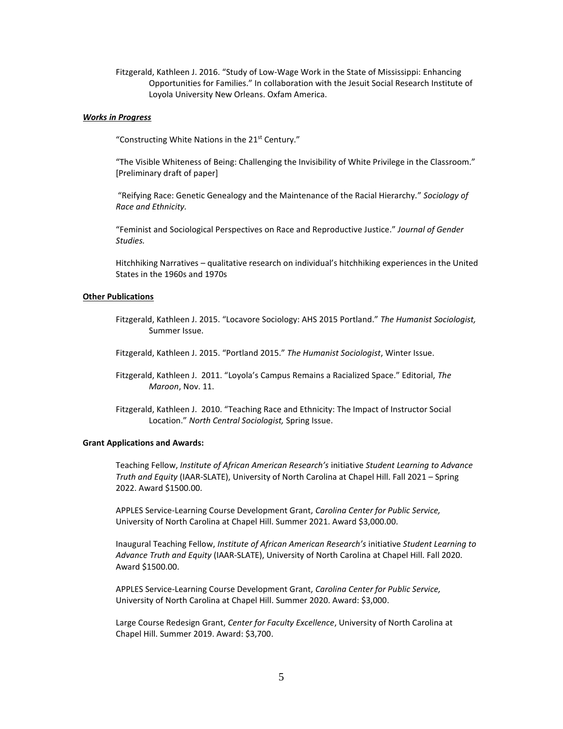Fitzgerald, Kathleen J. 2016. "Study of Low-Wage Work in the State of Mississippi: Enhancing Opportunities for Families." In collaboration with the Jesuit Social Research Institute of Loyola University New Orleans. Oxfam America.

***Works in Progress***

"Constructing White Nations in the 21st Century."

"The Visible Whiteness of Being: Challenging the Invisibility of White Privilege in the Classroom." [Preliminary draft of paper]

"Reifying Race: Genetic Genealogy and the Maintenance of the Racial Hierarchy." *Sociology of Race and Ethnicity.*

"Feminist and Sociological Perspectives on Race and Reproductive Justice." *Journal of Gender Studies.*

Hitchhiking Narratives – qualitative research on individual's hitchhiking experiences in the United States in the 1960s and 1970s

**Other Publications**

Fitzgerald, Kathleen J. 2015. "Locavore Sociology: AHS 2015 Portland." *The Humanist Sociologist,* Summer Issue.

Fitzgerald, Kathleen J. 2015. "Portland 2015." *The Humanist Sociologist*, Winter Issue.

Fitzgerald, Kathleen J. 2011. "Loyola's Campus Remains a Racialized Space." Editorial, *The Maroon*, Nov. 11.

Fitzgerald, Kathleen J. 2010. "Teaching Race and Ethnicity: The Impact of Instructor Social Location." *North Central Sociologist,* Spring Issue.

**Grant Applications and Awards:**

Teaching Fellow, *Institute of African American Research's* initiative *Student Learning to Advance Truth and Equity* (IAAR-SLATE), University of North Carolina at Chapel Hill. Fall 2021 – Spring 2022. Award $1500.00.

APPLES Service-Learning Course Development Grant, *Carolina Center for Public Service,* University of North Carolina at Chapel Hill. Summer 2021. Award $3,000.00.

Inaugural Teaching Fellow, *Institute of African American Research's* initiative *Student Learning to Advance Truth and Equity* (IAAR-SLATE), University of North Carolina at Chapel Hill. Fall 2020. Award $1500.00.

APPLES Service-Learning Course Development Grant, *Carolina Center for Public Service,* University of North Carolina at Chapel Hill. Summer 2020. Award: $3,000.

Large Course Redesign Grant, *Center for Faculty Excellence*, University of North Carolina at Chapel Hill. Summer 2019. Award: $3,700.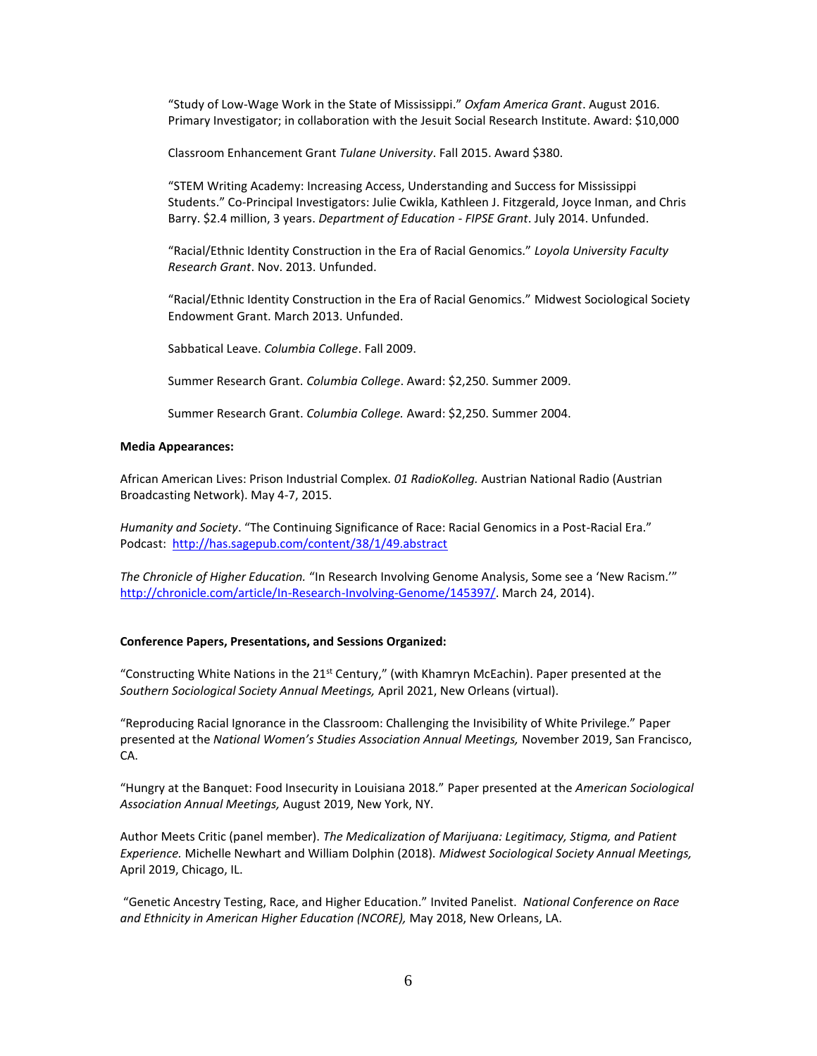"Study of Low-Wage Work in the State of Mississippi." *Oxfam America Grant*. August 2016. Primary Investigator; in collaboration with the Jesuit Social Research Institute. Award: $10,000

Classroom Enhancement Grant *Tulane University*. Fall 2015. Award $380.

"STEM Writing Academy: Increasing Access, Understanding and Success for Mississippi Students." Co-Principal Investigators: Julie Cwikla, Kathleen J. Fitzgerald, Joyce Inman, and Chris Barry. $2.4 million, 3 years. *Department of Education - FIPSE Grant*. July 2014. Unfunded.

"Racial/Ethnic Identity Construction in the Era of Racial Genomics." *Loyola University Faculty Research Grant*. Nov. 2013. Unfunded.

"Racial/Ethnic Identity Construction in the Era of Racial Genomics." Midwest Sociological Society Endowment Grant. March 2013. Unfunded.

Sabbatical Leave. *Columbia College*. Fall 2009.

Summer Research Grant. *Columbia College*. Award: $2,250. Summer 2009.

Summer Research Grant. *Columbia College.* Award: $2,250. Summer 2004.

**Media Appearances:**

African American Lives: Prison Industrial Complex. *01 RadioKolleg.* Austrian National Radio (Austrian Broadcasting Network). May 4-7, 2015.

*Humanity and Society*. "The Continuing Significance of Race: Racial Genomics in a Post-Racial Era." Podcast: http://has.sagepub.com/content/38/1/49.abstract

*The Chronicle of Higher Education.* "In Research Involving Genome Analysis, Some see a 'New Racism.'" http://chronicle.com/article/In-Research-Involving-Genome/145397/. March 24, 2014).

**Conference Papers, Presentations, and Sessions Organized:**

"Constructing White Nations in the 21st Century," (with Khamryn McEachin). Paper presented at the *Southern Sociological Society Annual Meetings,* April 2021, New Orleans (virtual).

"Reproducing Racial Ignorance in the Classroom: Challenging the Invisibility of White Privilege." Paper presented at the *National Women's Studies Association Annual Meetings,* November 2019, San Francisco, CA.

"Hungry at the Banquet: Food Insecurity in Louisiana 2018." Paper presented at the *American Sociological Association Annual Meetings,* August 2019, New York, NY.

Author Meets Critic (panel member). *The Medicalization of Marijuana: Legitimacy, Stigma, and Patient Experience.* Michelle Newhart and William Dolphin (2018). *Midwest Sociological Society Annual Meetings,* April 2019, Chicago, IL.

"Genetic Ancestry Testing, Race, and Higher Education." Invited Panelist. *National Conference on Race and Ethnicity in American Higher Education (NCORE),* May 2018, New Orleans, LA.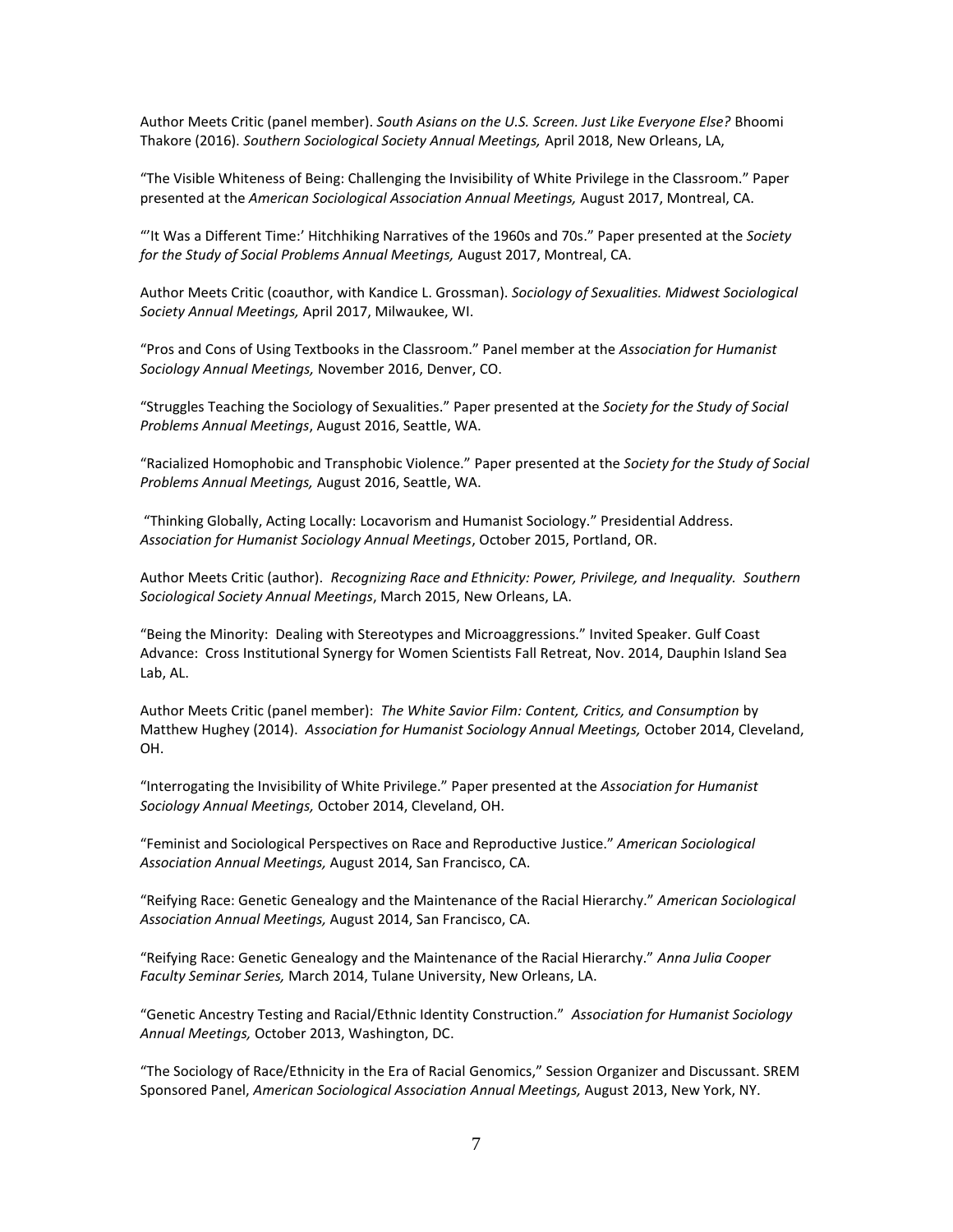Author Meets Critic (panel member). *South Asians on the U.S. Screen. Just Like Everyone Else?* Bhoomi Thakore (2016). *Southern Sociological Society Annual Meetings,* April 2018, New Orleans, LA,

"The Visible Whiteness of Being: Challenging the Invisibility of White Privilege in the Classroom." Paper presented at the *American Sociological Association Annual Meetings,* August 2017, Montreal, CA.

"'It Was a Different Time:' Hitchhiking Narratives of the 1960s and 70s." Paper presented at the *Society for the Study of Social Problems Annual Meetings,* August 2017, Montreal, CA.

Author Meets Critic (coauthor, with Kandice L. Grossman). *Sociology of Sexualities. Midwest Sociological Society Annual Meetings,* April 2017, Milwaukee, WI.

"Pros and Cons of Using Textbooks in the Classroom." Panel member at the *Association for Humanist Sociology Annual Meetings,* November 2016, Denver, CO.

"Struggles Teaching the Sociology of Sexualities." Paper presented at the *Society for the Study of Social Problems Annual Meetings*, August 2016, Seattle, WA.

"Racialized Homophobic and Transphobic Violence." Paper presented at the *Society for the Study of Social Problems Annual Meetings,* August 2016, Seattle, WA.

"Thinking Globally, Acting Locally: Locavorism and Humanist Sociology." Presidential Address. *Association for Humanist Sociology Annual Meetings*, October 2015, Portland, OR.

Author Meets Critic (author). *Recognizing Race and Ethnicity: Power, Privilege, and Inequality. Southern Sociological Society Annual Meetings*, March 2015, New Orleans, LA.

"Being the Minority: Dealing with Stereotypes and Microaggressions." Invited Speaker. Gulf Coast Advance: Cross Institutional Synergy for Women Scientists Fall Retreat, Nov. 2014, Dauphin Island Sea Lab, AL.

Author Meets Critic (panel member): *The White Savior Film: Content, Critics, and Consumption* by Matthew Hughey (2014). *Association for Humanist Sociology Annual Meetings,* October 2014, Cleveland, OH.

"Interrogating the Invisibility of White Privilege." Paper presented at the *Association for Humanist Sociology Annual Meetings,* October 2014, Cleveland, OH.

"Feminist and Sociological Perspectives on Race and Reproductive Justice." *American Sociological Association Annual Meetings,* August 2014, San Francisco, CA.

"Reifying Race: Genetic Genealogy and the Maintenance of the Racial Hierarchy." *American Sociological Association Annual Meetings,* August 2014, San Francisco, CA.

"Reifying Race: Genetic Genealogy and the Maintenance of the Racial Hierarchy." *Anna Julia Cooper Faculty Seminar Series,* March 2014, Tulane University, New Orleans, LA.

"Genetic Ancestry Testing and Racial/Ethnic Identity Construction." *Association for Humanist Sociology Annual Meetings,* October 2013, Washington, DC.

"The Sociology of Race/Ethnicity in the Era of Racial Genomics," Session Organizer and Discussant. SREM Sponsored Panel, *American Sociological Association Annual Meetings,* August 2013, New York, NY.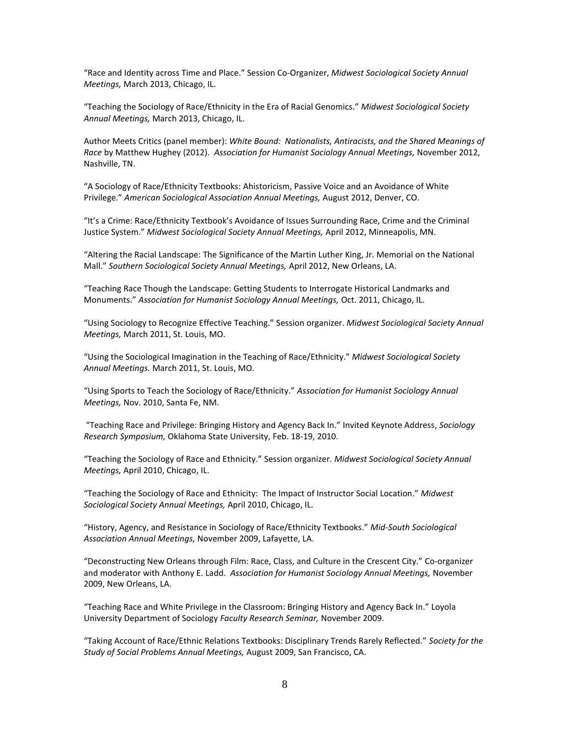"Race and Identity across Time and Place." Session Co-Organizer, *Midwest Sociological Society Annual Meetings,* March 2013, Chicago, IL.

"Teaching the Sociology of Race/Ethnicity in the Era of Racial Genomics." *Midwest Sociological Society Annual Meetings,* March 2013, Chicago, IL.

Author Meets Critics (panel member): *White Bound: Nationalists, Antiracists, and the Shared Meanings of Race* by Matthew Hughey (2012). *Association for Humanist Sociology Annual Meetings,* November 2012, Nashville, TN.

"A Sociology of Race/Ethnicity Textbooks: Ahistoricism, Passive Voice and an Avoidance of White Privilege." *American Sociological Association Annual Meetings,* August 2012, Denver, CO.

"It's a Crime: Race/Ethnicity Textbook's Avoidance of Issues Surrounding Race, Crime and the Criminal Justice System." *Midwest Sociological Society Annual Meetings,* April 2012, Minneapolis, MN.

"Altering the Racial Landscape: The Significance of the Martin Luther King, Jr. Memorial on the National Mall." *Southern Sociological Society Annual Meetings,* April 2012, New Orleans, LA.

"Teaching Race Though the Landscape: Getting Students to Interrogate Historical Landmarks and Monuments." *Association for Humanist Sociology Annual Meetings,* Oct. 2011, Chicago, IL.

"Using Sociology to Recognize Effective Teaching." Session organizer. *Midwest Sociological Society Annual Meetings,* March 2011, St. Louis, MO.

"Using the Sociological Imagination in the Teaching of Race/Ethnicity." *Midwest Sociological Society Annual Meetings.* March 2011, St. Louis, MO.

"Using Sports to Teach the Sociology of Race/Ethnicity." *Association for Humanist Sociology Annual Meetings,* Nov. 2010, Santa Fe, NM.

"Teaching Race and Privilege: Bringing History and Agency Back In." Invited Keynote Address, *Sociology Research Symposium,* Oklahoma State University, Feb. 18-19, 2010.

"Teaching the Sociology of Race and Ethnicity." Session organizer. *Midwest Sociological Society Annual Meetings,* April 2010, Chicago, IL.

"Teaching the Sociology of Race and Ethnicity: The Impact of Instructor Social Location." *Midwest Sociological Society Annual Meetings,* April 2010, Chicago, IL.

"History, Agency, and Resistance in Sociology of Race/Ethnicity Textbooks." *Mid-South Sociological Association Annual Meetings,* November 2009, Lafayette, LA.

"Deconstructing New Orleans through Film: Race, Class, and Culture in the Crescent City." Co-organizer and moderator with Anthony E. Ladd. *Association for Humanist Sociology Annual Meetings,* November 2009, New Orleans, LA.

"Teaching Race and White Privilege in the Classroom: Bringing History and Agency Back In." Loyola University Department of Sociology *Faculty Research Seminar,* November 2009.

"Taking Account of Race/Ethnic Relations Textbooks: Disciplinary Trends Rarely Reflected." *Society for the Study of Social Problems Annual Meetings,* August 2009, San Francisco, CA.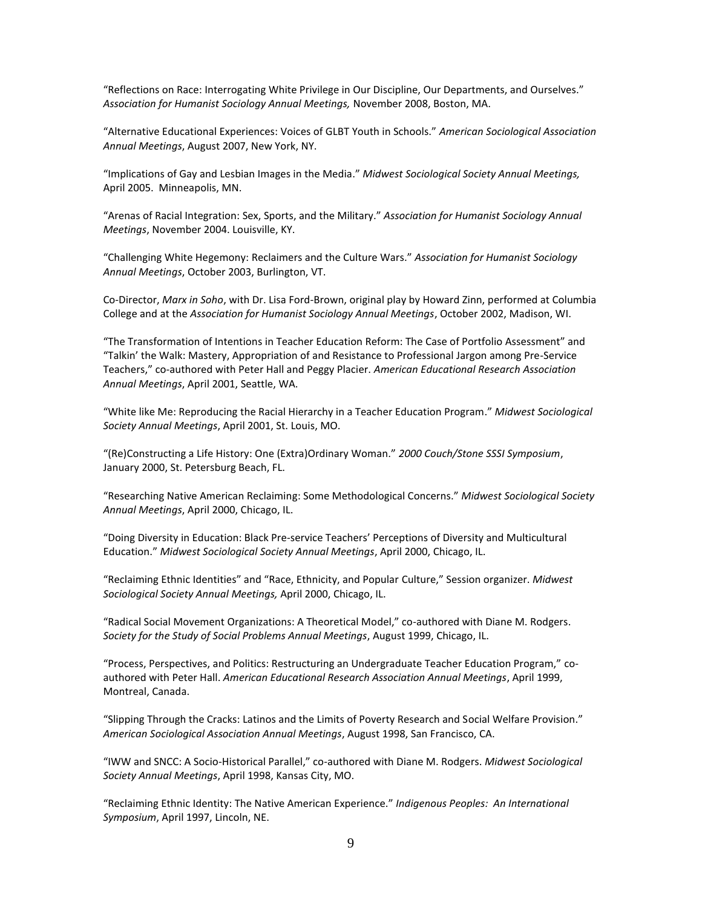“Reflections on Race: Interrogating White Privilege in Our Discipline, Our Departments, and Ourselves.” *Association for Humanist Sociology Annual Meetings,* November 2008, Boston, MA.

“Alternative Educational Experiences: Voices of GLBT Youth in Schools.” *American Sociological Association Annual Meetings*, August 2007, New York, NY.

“Implications of Gay and Lesbian Images in the Media.” *Midwest Sociological Society Annual Meetings,* April 2005. Minneapolis, MN.

“Arenas of Racial Integration: Sex, Sports, and the Military.” *Association for Humanist Sociology Annual Meetings*, November 2004. Louisville, KY.

“Challenging White Hegemony: Reclaimers and the Culture Wars.” *Association for Humanist Sociology Annual Meetings*, October 2003, Burlington, VT.

Co-Director, *Marx in Soho*, with Dr. Lisa Ford-Brown, original play by Howard Zinn, performed at Columbia College and at the *Association for Humanist Sociology Annual Meetings*, October 2002, Madison, WI.

“The Transformation of Intentions in Teacher Education Reform: The Case of Portfolio Assessment” and “Talkin’ the Walk: Mastery, Appropriation of and Resistance to Professional Jargon among Pre-Service Teachers,” co-authored with Peter Hall and Peggy Placier. *American Educational Research Association Annual Meetings*, April 2001, Seattle, WA.

“White like Me: Reproducing the Racial Hierarchy in a Teacher Education Program.” *Midwest Sociological Society Annual Meetings*, April 2001, St. Louis, MO.

“(Re)Constructing a Life History: One (Extra)Ordinary Woman.” *2000 Couch/Stone SSSI Symposium*, January 2000, St. Petersburg Beach, FL.

“Researching Native American Reclaiming: Some Methodological Concerns.” *Midwest Sociological Society Annual Meetings*, April 2000, Chicago, IL.

“Doing Diversity in Education: Black Pre-service Teachers’ Perceptions of Diversity and Multicultural Education.” *Midwest Sociological Society Annual Meetings*, April 2000, Chicago, IL.

“Reclaiming Ethnic Identities” and “Race, Ethnicity, and Popular Culture,” Session organizer. *Midwest Sociological Society Annual Meetings,* April 2000, Chicago, IL.

“Radical Social Movement Organizations: A Theoretical Model,” co-authored with Diane M. Rodgers. *Society for the Study of Social Problems Annual Meetings*, August 1999, Chicago, IL.

“Process, Perspectives, and Politics: Restructuring an Undergraduate Teacher Education Program,” co-authored with Peter Hall. *American Educational Research Association Annual Meetings*, April 1999, Montreal, Canada.

“Slipping Through the Cracks: Latinos and the Limits of Poverty Research and Social Welfare Provision.” *American Sociological Association Annual Meetings*, August 1998, San Francisco, CA.

“IWW and SNCC: A Socio-Historical Parallel,” co-authored with Diane M. Rodgers. *Midwest Sociological Society Annual Meetings*, April 1998, Kansas City, MO.

“Reclaiming Ethnic Identity: The Native American Experience.” *Indigenous Peoples: An International Symposium*, April 1997, Lincoln, NE.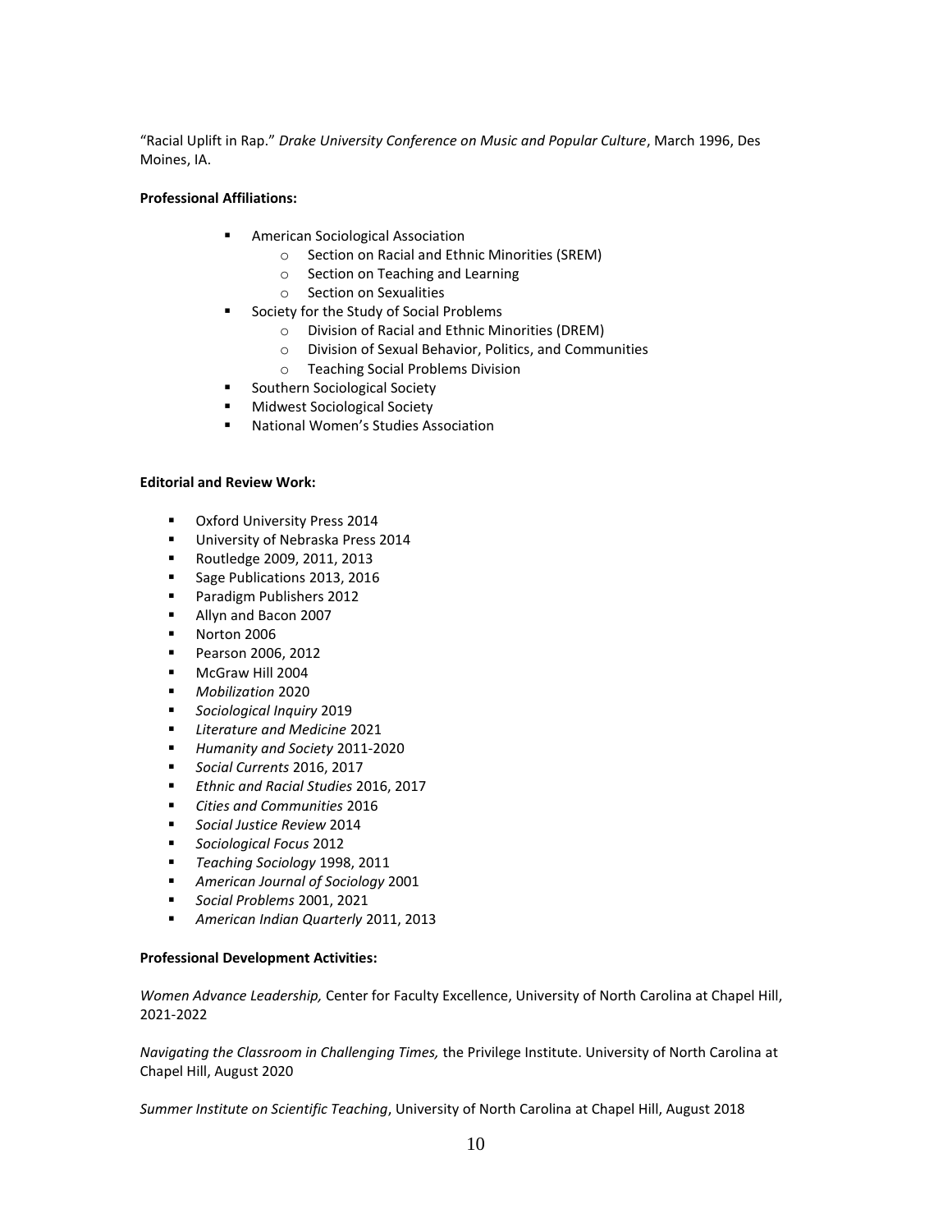"Racial Uplift in Rap." *Drake University Conference on Music and Popular Culture*, March 1996, Des Moines, IA.

**Professional Affiliations:**

- American Sociological Association
  - Section on Racial and Ethnic Minorities (SREM)
  - Section on Teaching and Learning
  - Section on Sexualities
- Society for the Study of Social Problems
  - Division of Racial and Ethnic Minorities (DREM)
  - Division of Sexual Behavior, Politics, and Communities
  - Teaching Social Problems Division
- Southern Sociological Society
- Midwest Sociological Society
- National Women's Studies Association

**Editorial and Review Work:**

- Oxford University Press 2014
- University of Nebraska Press 2014
- Routledge 2009, 2011, 2013
- Sage Publications 2013, 2016
- Paradigm Publishers 2012
- Allyn and Bacon 2007
- Norton 2006
- Pearson 2006, 2012
- McGraw Hill 2004
- *Mobilization* 2020
- *Sociological Inquiry* 2019
- *Literature and Medicine* 2021
- *Humanity and Society* 2011-2020
- *Social Currents* 2016, 2017
- *Ethnic and Racial Studies* 2016, 2017
- *Cities and Communities* 2016
- *Social Justice Review* 2014
- *Sociological Focus* 2012
- *Teaching Sociology* 1998, 2011
- *American Journal of Sociology* 2001
- *Social Problems* 2001, 2021
- *American Indian Quarterly* 2011, 2013

**Professional Development Activities:**

*Women Advance Leadership,* Center for Faculty Excellence, University of North Carolina at Chapel Hill, 2021-2022

*Navigating the Classroom in Challenging Times,* the Privilege Institute. University of North Carolina at Chapel Hill, August 2020

*Summer Institute on Scientific Teaching*, University of North Carolina at Chapel Hill, August 2018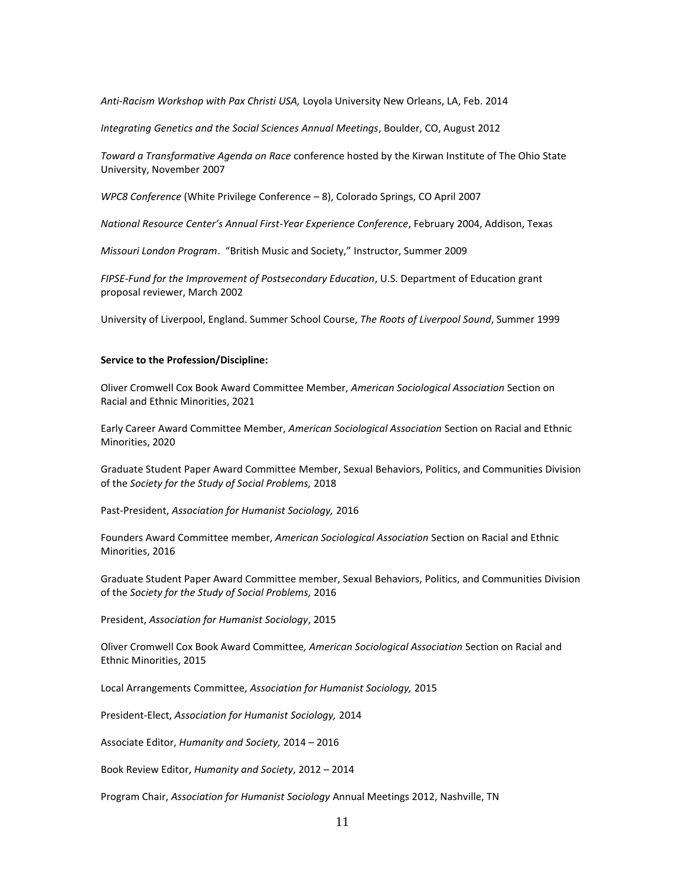*Anti-Racism Workshop with Pax Christi USA,* Loyola University New Orleans, LA, Feb. 2014

*Integrating Genetics and the Social Sciences Annual Meetings*, Boulder, CO, August 2012

*Toward a Transformative Agenda on Race* conference hosted by the Kirwan Institute of The Ohio State University, November 2007

*WPC8 Conference* (White Privilege Conference – 8), Colorado Springs, CO April 2007

*National Resource Center's Annual First-Year Experience Conference*, February 2004, Addison, Texas

*Missouri London Program*. "British Music and Society," Instructor, Summer 2009

*FIPSE-Fund for the Improvement of Postsecondary Education*, U.S. Department of Education grant proposal reviewer, March 2002

University of Liverpool, England. Summer School Course, *The Roots of Liverpool Sound*, Summer 1999

**Service to the Profession/Discipline:**

Oliver Cromwell Cox Book Award Committee Member, *American Sociological Association* Section on Racial and Ethnic Minorities, 2021

Early Career Award Committee Member, *American Sociological Association* Section on Racial and Ethnic Minorities, 2020

Graduate Student Paper Award Committee Member, Sexual Behaviors, Politics, and Communities Division of the *Society for the Study of Social Problems,* 2018

Past-President, *Association for Humanist Sociology,* 2016

Founders Award Committee member, *American Sociological Association* Section on Racial and Ethnic Minorities, 2016

Graduate Student Paper Award Committee member, Sexual Behaviors, Politics, and Communities Division of the *Society for the Study of Social Problems,* 2016

President, *Association for Humanist Sociology*, 2015

Oliver Cromwell Cox Book Award Committee*, American Sociological Association* Section on Racial and Ethnic Minorities, 2015

Local Arrangements Committee, *Association for Humanist Sociology,* 2015

President-Elect, *Association for Humanist Sociology,* 2014

Associate Editor, *Humanity and Society,* 2014 – 2016

Book Review Editor, *Humanity and Society*, 2012 – 2014

Program Chair, *Association for Humanist Sociology* Annual Meetings 2012, Nashville, TN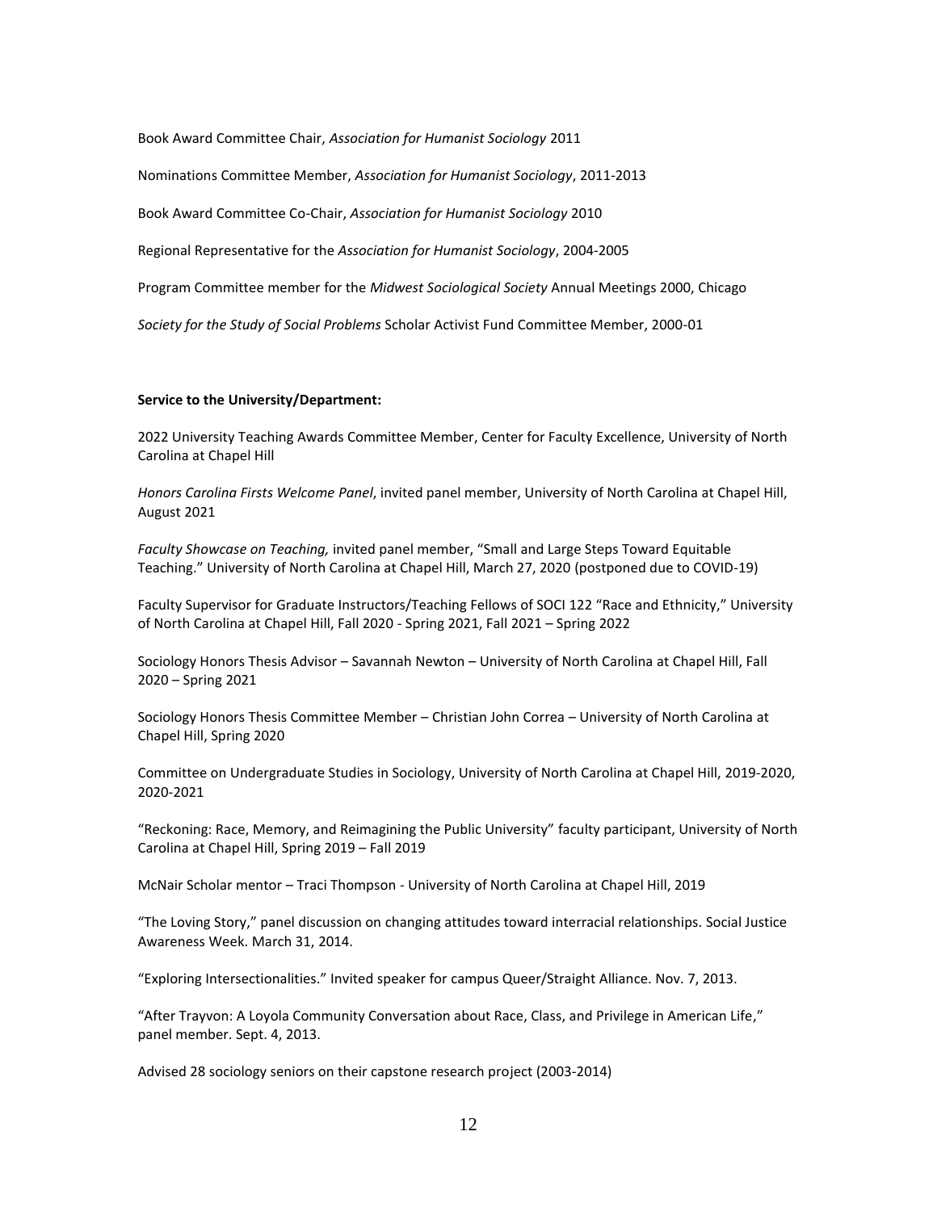Book Award Committee Chair, *Association for Humanist Sociology* 2011

Nominations Committee Member, *Association for Humanist Sociology*, 2011-2013

Book Award Committee Co-Chair, *Association for Humanist Sociology* 2010

Regional Representative for the *Association for Humanist Sociology*, 2004-2005

Program Committee member for the *Midwest Sociological Society* Annual Meetings 2000, Chicago

*Society for the Study of Social Problems* Scholar Activist Fund Committee Member, 2000-01

**Service to the University/Department:**

2022 University Teaching Awards Committee Member, Center for Faculty Excellence, University of North Carolina at Chapel Hill

*Honors Carolina Firsts Welcome Panel*, invited panel member, University of North Carolina at Chapel Hill, August 2021

*Faculty Showcase on Teaching,* invited panel member, "Small and Large Steps Toward Equitable Teaching." University of North Carolina at Chapel Hill, March 27, 2020 (postponed due to COVID-19)

Faculty Supervisor for Graduate Instructors/Teaching Fellows of SOCI 122 "Race and Ethnicity," University of North Carolina at Chapel Hill, Fall 2020 - Spring 2021, Fall 2021 – Spring 2022

Sociology Honors Thesis Advisor – Savannah Newton – University of North Carolina at Chapel Hill, Fall 2020 – Spring 2021

Sociology Honors Thesis Committee Member – Christian John Correa – University of North Carolina at Chapel Hill, Spring 2020

Committee on Undergraduate Studies in Sociology, University of North Carolina at Chapel Hill, 2019-2020, 2020-2021

"Reckoning: Race, Memory, and Reimagining the Public University" faculty participant, University of North Carolina at Chapel Hill, Spring 2019 – Fall 2019

McNair Scholar mentor – Traci Thompson - University of North Carolina at Chapel Hill, 2019

"The Loving Story," panel discussion on changing attitudes toward interracial relationships. Social Justice Awareness Week. March 31, 2014.

"Exploring Intersectionalities." Invited speaker for campus Queer/Straight Alliance. Nov. 7, 2013.

"After Trayvon: A Loyola Community Conversation about Race, Class, and Privilege in American Life," panel member. Sept. 4, 2013.

Advised 28 sociology seniors on their capstone research project (2003-2014)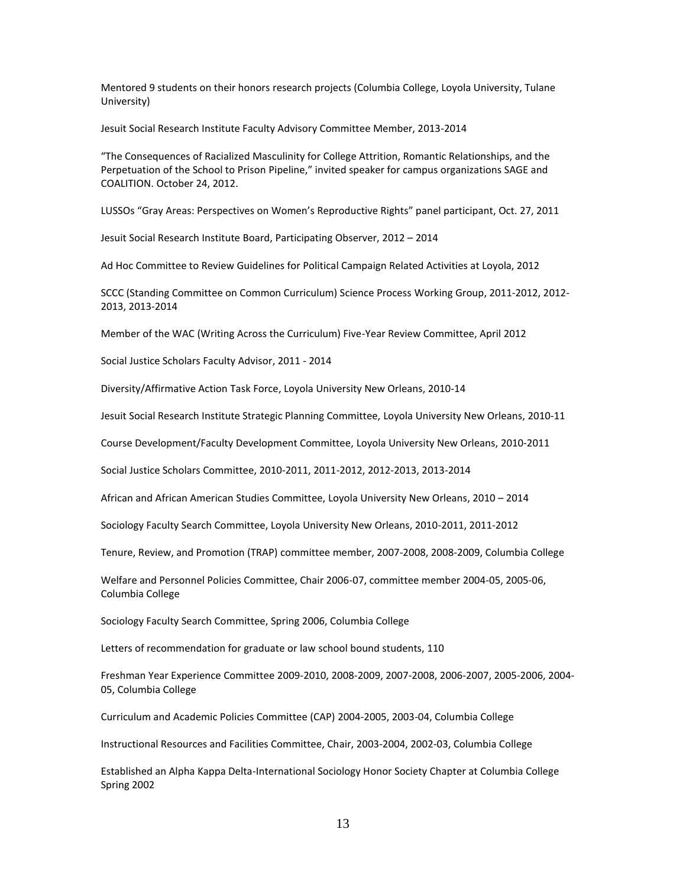Mentored 9 students on their honors research projects (Columbia College, Loyola University, Tulane University)

Jesuit Social Research Institute Faculty Advisory Committee Member, 2013-2014

"The Consequences of Racialized Masculinity for College Attrition, Romantic Relationships, and the Perpetuation of the School to Prison Pipeline," invited speaker for campus organizations SAGE and COALITION. October 24, 2012.

LUSSOs "Gray Areas: Perspectives on Women's Reproductive Rights" panel participant, Oct. 27, 2011

Jesuit Social Research Institute Board, Participating Observer, 2012 – 2014

Ad Hoc Committee to Review Guidelines for Political Campaign Related Activities at Loyola, 2012

SCCC (Standing Committee on Common Curriculum) Science Process Working Group, 2011-2012, 2012-2013, 2013-2014

Member of the WAC (Writing Across the Curriculum) Five-Year Review Committee, April 2012

Social Justice Scholars Faculty Advisor, 2011 - 2014

Diversity/Affirmative Action Task Force, Loyola University New Orleans, 2010-14

Jesuit Social Research Institute Strategic Planning Committee, Loyola University New Orleans, 2010-11

Course Development/Faculty Development Committee, Loyola University New Orleans, 2010-2011

Social Justice Scholars Committee, 2010-2011, 2011-2012, 2012-2013, 2013-2014

African and African American Studies Committee, Loyola University New Orleans, 2010 – 2014

Sociology Faculty Search Committee, Loyola University New Orleans, 2010-2011, 2011-2012

Tenure, Review, and Promotion (TRAP) committee member, 2007-2008, 2008-2009, Columbia College

Welfare and Personnel Policies Committee, Chair 2006-07, committee member 2004-05, 2005-06, Columbia College

Sociology Faculty Search Committee, Spring 2006, Columbia College

Letters of recommendation for graduate or law school bound students, 110

Freshman Year Experience Committee 2009-2010, 2008-2009, 2007-2008, 2006-2007, 2005-2006, 2004-05, Columbia College

Curriculum and Academic Policies Committee (CAP) 2004-2005, 2003-04, Columbia College

Instructional Resources and Facilities Committee, Chair, 2003-2004, 2002-03, Columbia College

Established an Alpha Kappa Delta-International Sociology Honor Society Chapter at Columbia College Spring 2002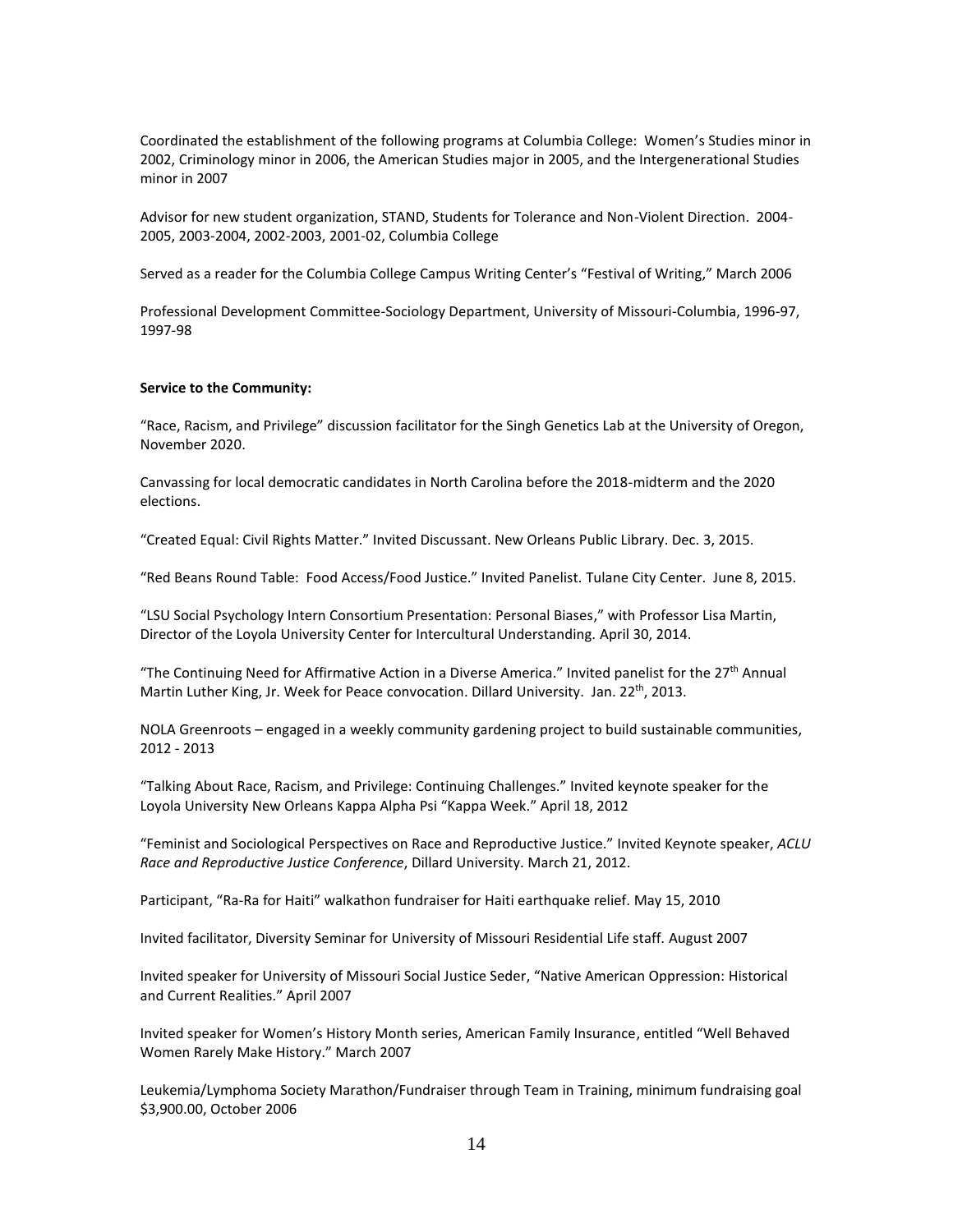Coordinated the establishment of the following programs at Columbia College: Women's Studies minor in 2002, Criminology minor in 2006, the American Studies major in 2005, and the Intergenerational Studies minor in 2007

Advisor for new student organization, STAND, Students for Tolerance and Non-Violent Direction. 2004-2005, 2003-2004, 2002-2003, 2001-02, Columbia College

Served as a reader for the Columbia College Campus Writing Center's "Festival of Writing," March 2006

Professional Development Committee-Sociology Department, University of Missouri-Columbia, 1996-97, 1997-98

**Service to the Community:**

"Race, Racism, and Privilege" discussion facilitator for the Singh Genetics Lab at the University of Oregon, November 2020.

Canvassing for local democratic candidates in North Carolina before the 2018-midterm and the 2020 elections.

"Created Equal: Civil Rights Matter." Invited Discussant. New Orleans Public Library. Dec. 3, 2015.

"Red Beans Round Table: Food Access/Food Justice." Invited Panelist. Tulane City Center. June 8, 2015.

"LSU Social Psychology Intern Consortium Presentation: Personal Biases," with Professor Lisa Martin, Director of the Loyola University Center for Intercultural Understanding. April 30, 2014.

"The Continuing Need for Affirmative Action in a Diverse America." Invited panelist for the 27th Annual Martin Luther King, Jr. Week for Peace convocation. Dillard University. Jan. 22nd, 2013.

NOLA Greenroots – engaged in a weekly community gardening project to build sustainable communities, 2012 - 2013

"Talking About Race, Racism, and Privilege: Continuing Challenges." Invited keynote speaker for the Loyola University New Orleans Kappa Alpha Psi "Kappa Week." April 18, 2012

"Feminist and Sociological Perspectives on Race and Reproductive Justice." Invited Keynote speaker, *ACLU Race and Reproductive Justice Conference*, Dillard University. March 21, 2012.

Participant, "Ra-Ra for Haiti" walkathon fundraiser for Haiti earthquake relief. May 15, 2010

Invited facilitator, Diversity Seminar for University of Missouri Residential Life staff. August 2007

Invited speaker for University of Missouri Social Justice Seder, "Native American Oppression: Historical and Current Realities." April 2007

Invited speaker for Women's History Month series, American Family Insurance, entitled "Well Behaved Women Rarely Make History." March 2007

Leukemia/Lymphoma Society Marathon/Fundraiser through Team in Training, minimum fundraising goal $3,900.00, October 2006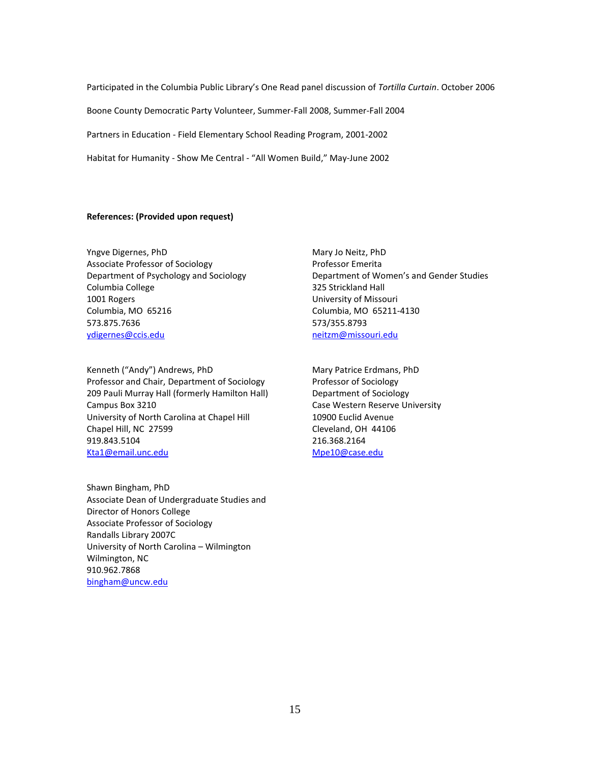Participated in the Columbia Public Library's One Read panel discussion of *Tortilla Curtain*. October 2006

Boone County Democratic Party Volunteer, Summer-Fall 2008, Summer-Fall 2004

Partners in Education - Field Elementary School Reading Program, 2001-2002

Habitat for Humanity - Show Me Central - "All Women Build," May-June 2002

**References: (Provided upon request)**

Yngve Digernes, PhD
Associate Professor of Sociology
Department of Psychology and Sociology
Columbia College
1001 Rogers
Columbia, MO 65216
573.875.7636
ydigernes@ccis.edu

Mary Jo Neitz, PhD
Professor Emerita
Department of Women's and Gender Studies
325 Strickland Hall
University of Missouri
Columbia, MO 65211-4130
573/355.8793
neitzm@missouri.edu

Kenneth ("Andy") Andrews, PhD
Professor and Chair, Department of Sociology
209 Pauli Murray Hall (formerly Hamilton Hall)
Campus Box 3210
University of North Carolina at Chapel Hill
Chapel Hill, NC 27599
919.843.5104
Kta1@email.unc.edu

Mary Patrice Erdmans, PhD
Professor of Sociology
Department of Sociology
Case Western Reserve University
10900 Euclid Avenue
Cleveland, OH 44106
216.368.2164
Mpe10@case.edu

Shawn Bingham, PhD
Associate Dean of Undergraduate Studies and
Director of Honors College
Associate Professor of Sociology
Randalls Library 2007C
University of North Carolina – Wilmington
Wilmington, NC
910.962.7868
bingham@uncw.edu